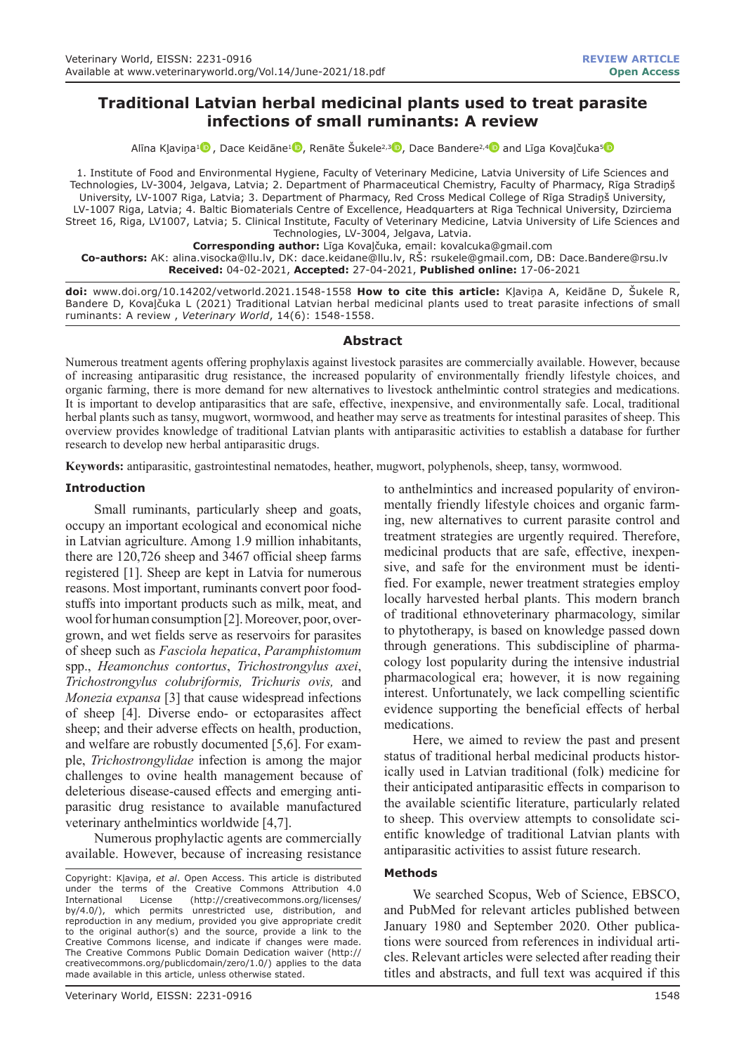**REVIEW ARTICLE**
**Open Access**

# Traditional Latvian herbal medicinal plants used to treat parasite infections of small ruminants: A review

Alīna Kļaviņa[1], Dace Keidāne[1], Renāte Šukele[2,3], Dace Bandere[2,4] and Līga Kovaļčuka[5]

1. Institute of Food and Environmental Hygiene, Faculty of Veterinary Medicine, Latvia University of Life Sciences and Technologies, LV-3004, Jelgava, Latvia; 2. Department of Pharmaceutical Chemistry, Faculty of Pharmacy, Rīga Stradiņš University, LV-1007 Riga, Latvia; 3. Department of Pharmacy, Red Cross Medical College of Rīga Stradiņš University, LV-1007 Riga, Latvia; 4. Baltic Biomaterials Centre of Excellence, Headquarters at Riga Technical University, Dzirciema Street 16, Riga, LV1007, Latvia; 5. Clinical Institute, Faculty of Veterinary Medicine, Latvia University of Life Sciences and Technologies, LV-3004, Jelgava, Latvia.

**Corresponding author:** Līga Kovaļčuka, email: kovalcuka@gmail.com

**Co-authors:** AK: alina.visocka@llu.lv, DK: dace.keidane@llu.lv, RŠ: rsukele@gmail.com, DB: Dace.Bandere@rsu.lv

**Received:** 04-02-2021, **Accepted:** 27-04-2021, **Published online:** 17-06-2021

**doi:** www.doi.org/10.14202/vetworld.2021.1548-1558 **How to cite this article:** Kļaviņa A, Keidāne D, Šukele R, Bandere D, Kovaļčuka L (2021) Traditional Latvian herbal medicinal plants used to treat parasite infections of small ruminants: A review , *Veterinary World*, 14(6): 1548-1558.

## Abstract

Numerous treatment agents offering prophylaxis against livestock parasites are commercially available. However, because of increasing antiparasitic drug resistance, the increased popularity of environmentally friendly lifestyle choices, and organic farming, there is more demand for new alternatives to livestock anthelmintic control strategies and medications. It is important to develop antiparasitics that are safe, effective, inexpensive, and environmentally safe. Local, traditional herbal plants such as tansy, mugwort, wormwood, and heather may serve as treatments for intestinal parasites of sheep. This overview provides knowledge of traditional Latvian plants with antiparasitic activities to establish a database for further research to develop new herbal antiparasitic drugs.

**Keywords:** antiparasitic, gastrointestinal nematodes, heather, mugwort, polyphenols, sheep, tansy, wormwood.

## Introduction

Small ruminants, particularly sheep and goats, occupy an important ecological and economical niche in Latvian agriculture. Among 1.9 million inhabitants, there are 120,726 sheep and 3467 official sheep farms registered [1]. Sheep are kept in Latvia for numerous reasons. Most important, ruminants convert poor foodstuffs into important products such as milk, meat, and wool for human consumption [2]. Moreover, poor, overgrown, and wet fields serve as reservoirs for parasites of sheep such as *Fasciola hepatica*, *Paramphistomum* spp., *Heamonchus contortus*, *Trichostrongylus axei*, *Trichostrongylus colubriformis, Trichuris ovis,* and *Monezia expansa* [3] that cause widespread infections of sheep [4]. Diverse endo- or ectoparasites affect sheep; and their adverse effects on health, production, and welfare are robustly documented [5,6]. For example, *Trichostrongylidae* infection is among the major challenges to ovine health management because of deleterious disease-caused effects and emerging antiparasitic drug resistance to available manufactured veterinary anthelmintics worldwide [4,7].

Numerous prophylactic agents are commercially available. However, because of increasing resistance to anthelmintics and increased popularity of environmentally friendly lifestyle choices and organic farming, new alternatives to current parasite control and treatment strategies are urgently required. Therefore, medicinal products that are safe, effective, inexpensive, and safe for the environment must be identified. For example, newer treatment strategies employ locally harvested herbal plants. This modern branch of traditional ethnoveterinary pharmacology, similar to phytotherapy, is based on knowledge passed down through generations. This subdiscipline of pharmacology lost popularity during the intensive industrial pharmacological era; however, it is now regaining interest. Unfortunately, we lack compelling scientific evidence supporting the beneficial effects of herbal medications.

Here, we aimed to review the past and present status of traditional herbal medicinal products historically used in Latvian traditional (folk) medicine for their anticipated antiparasitic effects in comparison to the available scientific literature, particularly related to sheep. This overview attempts to consolidate scientific knowledge of traditional Latvian plants with antiparasitic activities to assist future research.

### Methods

We searched Scopus, Web of Science, EBSCO, and PubMed for relevant articles published between January 1980 and September 2020. Other publications were sourced from references in individual articles. Relevant articles were selected after reading their titles and abstracts, and full text was acquired if this

Copyright: Kļaviņa, *et al*. Open Access. This article is distributed under the terms of the Creative Commons Attribution 4.0 International License (http://creativecommons.org/licenses/by/4.0/), which permits unrestricted use, distribution, and reproduction in any medium, provided you give appropriate credit to the original author(s) and the source, provide a link to the Creative Commons license, and indicate if changes were made. The Creative Commons Public Domain Dedication waiver (http://creativecommons.org/publicdomain/zero/1.0/) applies to the data made available in this article, unless otherwise stated.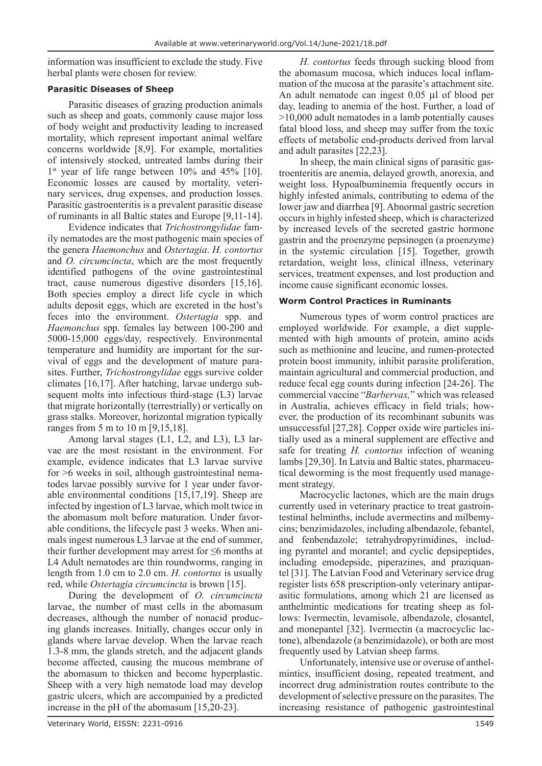information was insufficient to exclude the study. Five herbal plants were chosen for review.

### Parasitic Diseases of Sheep

Parasitic diseases of grazing production animals such as sheep and goats, commonly cause major loss of body weight and productivity leading to increased mortality, which represent important animal welfare concerns worldwide [8,9]. For example, mortalities of intensively stocked, untreated lambs during their 1st year of life range between 10% and 45% [10]. Economic losses are caused by mortality, veterinary services, drug expenses, and production losses. Parasitic gastroenteritis is a prevalent parasitic disease of ruminants in all Baltic states and Europe [9,11-14].

Evidence indicates that *Trichostrongylidae* family nematodes are the most pathogenic main species of the genera *Haemonchus* and *Ostertagia*. *H. contortus* and *O. circumcincta*, which are the most frequently identified pathogens of the ovine gastrointestinal tract, cause numerous digestive disorders [15,16]. Both species employ a direct life cycle in which adults deposit eggs, which are excreted in the host's feces into the environment. *Ostertagia* spp. and *Haemonchus* spp. females lay between 100-200 and 5000-15,000 eggs/day, respectively. Environmental temperature and humidity are important for the survival of eggs and the development of mature parasites. Further, *Trichostrongylidae* eggs survive colder climates [16,17]. After hatching, larvae undergo subsequent molts into infectious third-stage (L3) larvae that migrate horizontally (terrestrially) or vertically on grass stalks. Moreover, horizontal migration typically ranges from 5 m to 10 m [9,15,18].

Among larval stages (L1, L2, and L3), L3 larvae are the most resistant in the environment. For example, evidence indicates that L3 larvae survive for >6 weeks in soil, although gastrointestinal nematodes larvae possibly survive for 1 year under favorable environmental conditions [15,17,19]. Sheep are infected by ingestion of L3 larvae, which molt twice in the abomasum molt before maturation. Under favorable conditions, the lifecycle past 3 weeks. When animals ingest numerous L3 larvae at the end of summer, their further development may arrest for ≤6 months at L4 Adult nematodes are thin roundworms, ranging in length from 1.0 cm to 2.0 cm. *H. contortus* is usually red, while *Ostertagia circumcincta* is brown [15].

During the development of *O. circumcincta* larvae, the number of mast cells in the abomasum decreases, although the number of nonacid producing glands increases. Initially, changes occur only in glands where larvae develop. When the larvae reach 1.3-8 mm, the glands stretch, and the adjacent glands become affected, causing the mucous membrane of the abomasum to thicken and become hyperplastic. Sheep with a very high nematode load may develop gastric ulcers, which are accompanied by a predicted increase in the pH of the abomasum [15,20-23].

*H. contortus* feeds through sucking blood from the abomasum mucosa, which induces local inflammation of the mucosa at the parasite's attachment site. An adult nematode can ingest 0.05 μl of blood per day, leading to anemia of the host. Further, a load of >10,000 adult nematodes in a lamb potentially causes fatal blood loss, and sheep may suffer from the toxic effects of metabolic end-products derived from larval and adult parasites [22,23].

In sheep, the main clinical signs of parasitic gastroenteritis are anemia, delayed growth, anorexia, and weight loss. Hypoalbuminemia frequently occurs in highly infested animals, contributing to edema of the lower jaw and diarrhea [9]. Abnormal gastric secretion occurs in highly infested sheep, which is characterized by increased levels of the secreted gastric hormone gastrin and the proenzyme pepsinogen (a proenzyme) in the systemic circulation [15]. Together, growth retardation, weight loss, clinical illness, veterinary services, treatment expenses, and lost production and income cause significant economic losses.

### Worm Control Practices in Ruminants

Numerous types of worm control practices are employed worldwide. For example, a diet supplemented with high amounts of protein, amino acids such as methionine and leucine, and rumen-protected protein boost immunity, inhibit parasite proliferation, maintain agricultural and commercial production, and reduce fecal egg counts during infection [24-26]. The commercial vaccine "*Barbervax,*" which was released in Australia, achieves efficacy in field trials; however, the production of its recombinant subunits was unsuccessful [27,28]. Copper oxide wire particles initially used as a mineral supplement are effective and safe for treating *H. contortus* infection of weaning lambs [29,30]. In Latvia and Baltic states, pharmaceutical deworming is the most frequently used management strategy.

Macrocyclic lactones, which are the main drugs currently used in veterinary practice to treat gastrointestinal helminths, include avermectins and milbemycins; benzimidazoles, including albendazole, febantel, and fenbendazole; tetrahydropyrimidines, including pyrantel and morantel; and cyclic depsipeptides, including emodepside, piperazines, and praziquantel [31]. The Latvian Food and Veterinary service drug register lists 658 prescription-only veterinary antiparasitic formulations, among which 21 are licensed as anthelmintic medications for treating sheep as follows: Ivermectin, levamisole, albendazole, closantel, and monepantel [32]. Ivermectin (a macrocyclic lactone), albendazole (a benzimidazole), or both are most frequently used by Latvian sheep farms.

Unfortunately, intensive use or overuse of anthelmintics, insufficient dosing, repeated treatment, and incorrect drug administration routes contribute to the development of selective pressure on the parasites. The increasing resistance of pathogenic gastrointestinal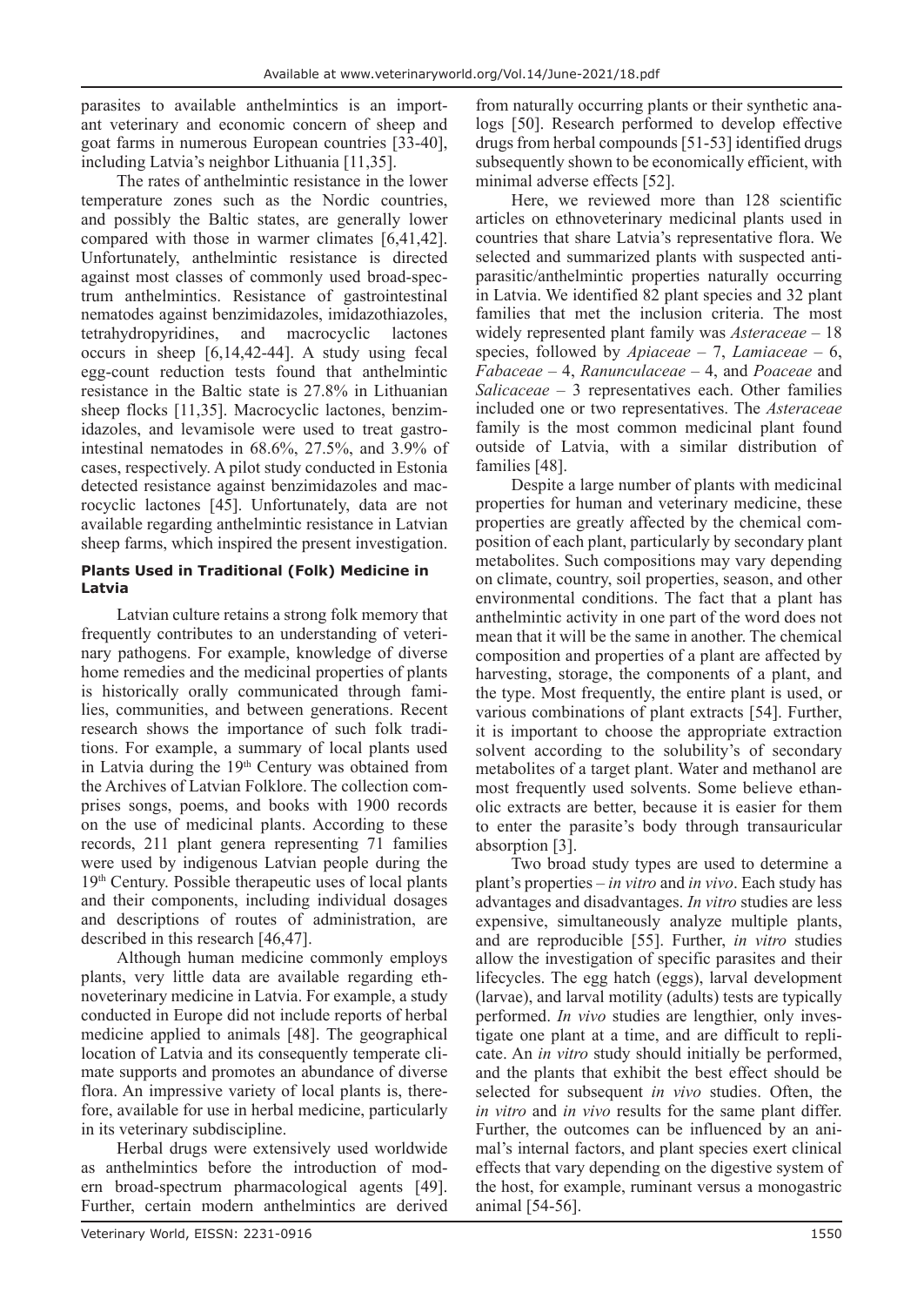parasites to available anthelmintics is an important veterinary and economic concern of sheep and goat farms in numerous European countries [33-40], including Latvia's neighbor Lithuania [11,35].

The rates of anthelmintic resistance in the lower temperature zones such as the Nordic countries, and possibly the Baltic states, are generally lower compared with those in warmer climates [6,41,42]. Unfortunately, anthelmintic resistance is directed against most classes of commonly used broad-spectrum anthelmintics. Resistance of gastrointestinal nematodes against benzimidazoles, imidazothiazoles, tetrahydropyridines, and macrocyclic lactones occurs in sheep [6,14,42-44]. A study using fecal egg-count reduction tests found that anthelmintic resistance in the Baltic state is 27.8% in Lithuanian sheep flocks [11,35]. Macrocyclic lactones, benzimidazoles, and levamisole were used to treat gastrointestinal nematodes in 68.6%, 27.5%, and 3.9% of cases, respectively. A pilot study conducted in Estonia detected resistance against benzimidazoles and macrocyclic lactones [45]. Unfortunately, data are not available regarding anthelmintic resistance in Latvian sheep farms, which inspired the present investigation.

## Plants Used in Traditional (Folk) Medicine in Latvia

Latvian culture retains a strong folk memory that frequently contributes to an understanding of veterinary pathogens. For example, knowledge of diverse home remedies and the medicinal properties of plants is historically orally communicated through families, communities, and between generations. Recent research shows the importance of such folk traditions. For example, a summary of local plants used in Latvia during the 19th Century was obtained from the Archives of Latvian Folklore. The collection comprises songs, poems, and books with 1900 records on the use of medicinal plants. According to these records, 211 plant genera representing 71 families were used by indigenous Latvian people during the 19th Century. Possible therapeutic uses of local plants and their components, including individual dosages and descriptions of routes of administration, are described in this research [46,47].

Although human medicine commonly employs plants, very little data are available regarding ethnoveterinary medicine in Latvia. For example, a study conducted in Europe did not include reports of herbal medicine applied to animals [48]. The geographical location of Latvia and its consequently temperate climate supports and promotes an abundance of diverse flora. An impressive variety of local plants is, therefore, available for use in herbal medicine, particularly in its veterinary subdiscipline.

Herbal drugs were extensively used worldwide as anthelmintics before the introduction of modern broad-spectrum pharmacological agents [49]. Further, certain modern anthelmintics are derived from naturally occurring plants or their synthetic analogs [50]. Research performed to develop effective drugs from herbal compounds [51-53] identified drugs subsequently shown to be economically efficient, with minimal adverse effects [52].

Here, we reviewed more than 128 scientific articles on ethnoveterinary medicinal plants used in countries that share Latvia's representative flora. We selected and summarized plants with suspected antiparasitic/anthelmintic properties naturally occurring in Latvia. We identified 82 plant species and 32 plant families that met the inclusion criteria. The most widely represented plant family was *Asteraceae* – 18 species, followed by *Apiaceae* – 7, *Lamiaceae* – 6, *Fabaceae* – 4, *Ranunculaceae* – 4, and *Poaceae* and *Salicaceae* – 3 representatives each. Other families included one or two representatives. The *Asteraceae* family is the most common medicinal plant found outside of Latvia, with a similar distribution of families [48].

Despite a large number of plants with medicinal properties for human and veterinary medicine, these properties are greatly affected by the chemical composition of each plant, particularly by secondary plant metabolites. Such compositions may vary depending on climate, country, soil properties, season, and other environmental conditions. The fact that a plant has anthelmintic activity in one part of the word does not mean that it will be the same in another. The chemical composition and properties of a plant are affected by harvesting, storage, the components of a plant, and the type. Most frequently, the entire plant is used, or various combinations of plant extracts [54]. Further, it is important to choose the appropriate extraction solvent according to the solubility's of secondary metabolites of a target plant. Water and methanol are most frequently used solvents. Some believe ethanolic extracts are better, because it is easier for them to enter the parasite's body through transauricular absorption [3].

Two broad study types are used to determine a plant's properties – *in vitro* and *in vivo*. Each study has advantages and disadvantages. *In vitro* studies are less expensive, simultaneously analyze multiple plants, and are reproducible [55]. Further, *in vitro* studies allow the investigation of specific parasites and their lifecycles. The egg hatch (eggs), larval development (larvae), and larval motility (adults) tests are typically performed. *In vivo* studies are lengthier, only investigate one plant at a time, and are difficult to replicate. An *in vitro* study should initially be performed, and the plants that exhibit the best effect should be selected for subsequent *in vivo* studies. Often, the *in vitro* and *in vivo* results for the same plant differ. Further, the outcomes can be influenced by an animal's internal factors, and plant species exert clinical effects that vary depending on the digestive system of the host, for example, ruminant versus a monogastric animal [54-56].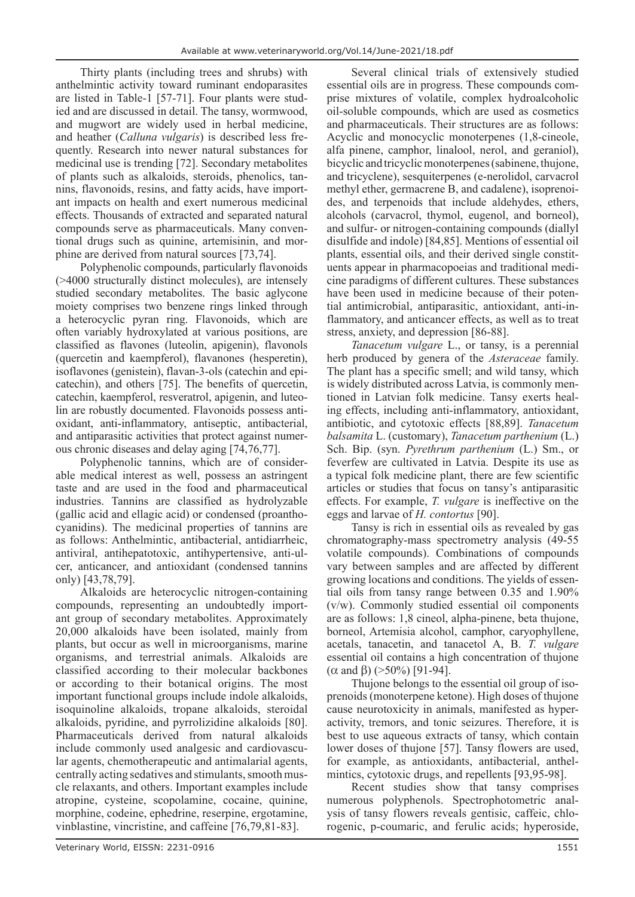Thirty plants (including trees and shrubs) with anthelmintic activity toward ruminant endoparasites are listed in Table-1 [57-71]. Four plants were studied and are discussed in detail. The tansy, wormwood, and mugwort are widely used in herbal medicine, and heather (*Calluna vulgaris*) is described less frequently. Research into newer natural substances for medicinal use is trending [72]. Secondary metabolites of plants such as alkaloids, steroids, phenolics, tannins, flavonoids, resins, and fatty acids, have important impacts on health and exert numerous medicinal effects. Thousands of extracted and separated natural compounds serve as pharmaceuticals. Many conventional drugs such as quinine, artemisinin, and morphine are derived from natural sources [73,74].

Polyphenolic compounds, particularly flavonoids (>4000 structurally distinct molecules), are intensely studied secondary metabolites. The basic aglycone moiety comprises two benzene rings linked through a heterocyclic pyran ring. Flavonoids, which are often variably hydroxylated at various positions, are classified as flavones (luteolin, apigenin), flavonols (quercetin and kaempferol), flavanones (hesperetin), isoflavones (genistein), flavan-3-ols (catechin and epicatechin), and others [75]. The benefits of quercetin, catechin, kaempferol, resveratrol, apigenin, and luteolin are robustly documented. Flavonoids possess antioxidant, anti-inflammatory, antiseptic, antibacterial, and antiparasitic activities that protect against numerous chronic diseases and delay aging [74,76,77].

Polyphenolic tannins, which are of considerable medical interest as well, possess an astringent taste and are used in the food and pharmaceutical industries. Tannins are classified as hydrolyzable (gallic acid and ellagic acid) or condensed (proanthocyanidins). The medicinal properties of tannins are as follows: Anthelmintic, antibacterial, antidiarrheic, antiviral, antihepatotoxic, antihypertensive, anti-ulcer, anticancer, and antioxidant (condensed tannins only) [43,78,79].

Alkaloids are heterocyclic nitrogen-containing compounds, representing an undoubtedly important group of secondary metabolites. Approximately 20,000 alkaloids have been isolated, mainly from plants, but occur as well in microorganisms, marine organisms, and terrestrial animals. Alkaloids are classified according to their molecular backbones or according to their botanical origins. The most important functional groups include indole alkaloids, isoquinoline alkaloids, tropane alkaloids, steroidal alkaloids, pyridine, and pyrrolizidine alkaloids [80]. Pharmaceuticals derived from natural alkaloids include commonly used analgesic and cardiovascular agents, chemotherapeutic and antimalarial agents, centrally acting sedatives and stimulants, smooth muscle relaxants, and others. Important examples include atropine, cysteine, scopolamine, cocaine, quinine, morphine, codeine, ephedrine, reserpine, ergotamine, vinblastine, vincristine, and caffeine [76,79,81-83].

Several clinical trials of extensively studied essential oils are in progress. These compounds comprise mixtures of volatile, complex hydroalcoholic oil-soluble compounds, which are used as cosmetics and pharmaceuticals. Their structures are as follows: Acyclic and monocyclic monoterpenes (1,8-cineole, alfa pinene, camphor, linalool, nerol, and geraniol), bicyclic and tricyclic monoterpenes (sabinene, thujone, and tricyclene), sesquiterpenes (e-nerolidol, carvacrol methyl ether, germacrene B, and cadalene), isoprenoides, and terpenoids that include aldehydes, ethers, alcohols (carvacrol, thymol, eugenol, and borneol), and sulfur- or nitrogen-containing compounds (diallyl disulfide and indole) [84,85]. Mentions of essential oil plants, essential oils, and their derived single constituents appear in pharmacopoeias and traditional medicine paradigms of different cultures. These substances have been used in medicine because of their potential antimicrobial, antiparasitic, antioxidant, anti-inflammatory, and anticancer effects, as well as to treat stress, anxiety, and depression [86-88].

*Tanacetum vulgare* L., or tansy, is a perennial herb produced by genera of the *Asteraceae* family. The plant has a specific smell; and wild tansy, which is widely distributed across Latvia, is commonly mentioned in Latvian folk medicine. Tansy exerts healing effects, including anti-inflammatory, antioxidant, antibiotic, and cytotoxic effects [88,89]. *Tanacetum balsamita* L. (customary), *Tanacetum parthenium* (L.) Sch. Bip. (syn. *Pyrethrum parthenium* (L.) Sm., or feverfew are cultivated in Latvia. Despite its use as a typical folk medicine plant, there are few scientific articles or studies that focus on tansy's antiparasitic effects. For example, *T. vulgare* is ineffective on the eggs and larvae of *H. contortus* [90].

Tansy is rich in essential oils as revealed by gas chromatography-mass spectrometry analysis (49-55 volatile compounds). Combinations of compounds vary between samples and are affected by different growing locations and conditions. The yields of essential oils from tansy range between 0.35 and 1.90% (v/w). Commonly studied essential oil components are as follows: 1,8 cineol, alpha-pinene, beta thujone, borneol, Artemisia alcohol, camphor, caryophyllene, acetals, tanacetin, and tanacetol A, B. *T. vulgare* essential oil contains a high concentration of thujone ($\alpha$ and $\beta$) (>50%) [91-94].

Thujone belongs to the essential oil group of isoprenoids (monoterpene ketone). High doses of thujone cause neurotoxicity in animals, manifested as hyperactivity, tremors, and tonic seizures. Therefore, it is best to use aqueous extracts of tansy, which contain lower doses of thujone [57]. Tansy flowers are used, for example, as antioxidants, antibacterial, anthelmintics, cytotoxic drugs, and repellents [93,95-98].

Recent studies show that tansy comprises numerous polyphenols. Spectrophotometric analysis of tansy flowers reveals gentisic, caffeic, chlorogenic, p-coumaric, and ferulic acids; hyperoside,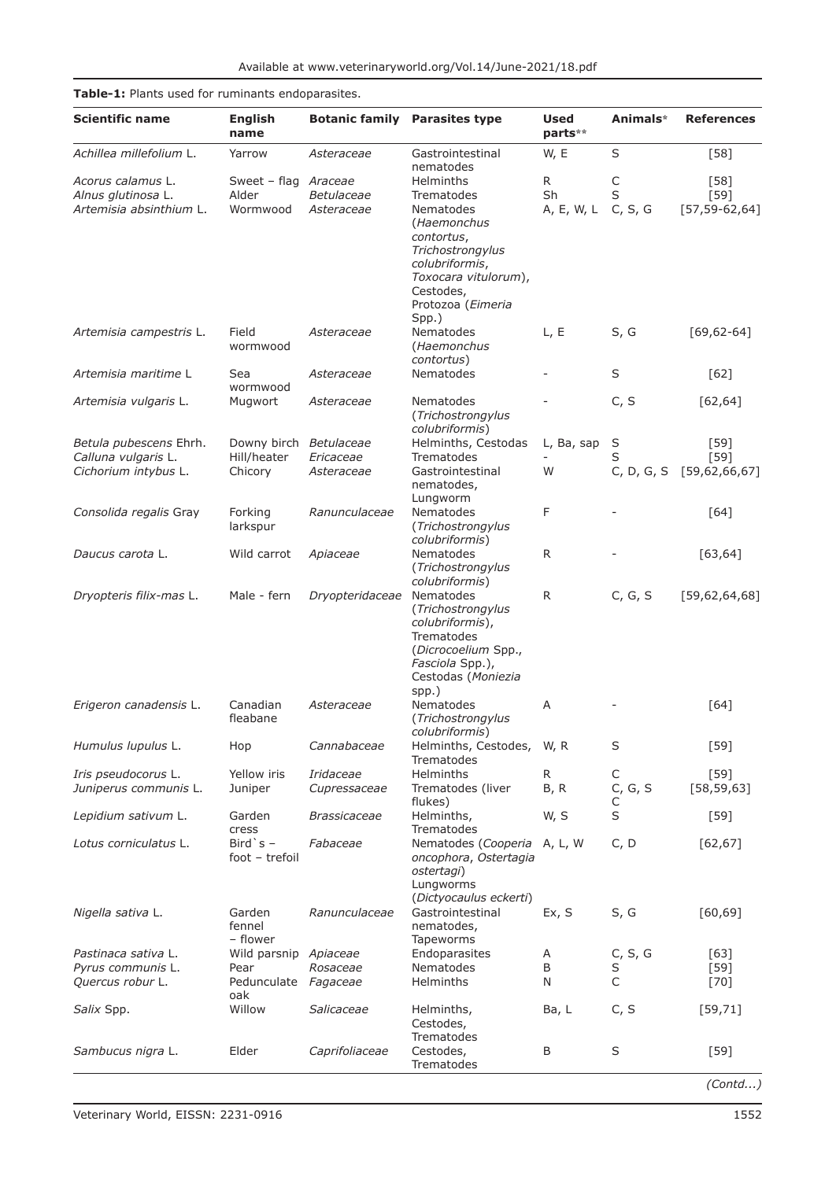**Table-1:** Plants used for ruminants endoparasites.

| Scientific name | English name | Botanic family | Parasites type | Used parts** | Animals* | References |
|---|---|---|---|---|---|---|
| *Achillea millefolium* L. | Yarrow | *Asteraceae* | Gastrointestinal nematodes | W, E | S | [58] |
| *Acorus calamus* L. | Sweet – flag | *Araceae* | Helminths | R | C | [58] |
| *Alnus glutinosa* L. | Alder | *Betulaceae* | Trematodes | Sh | S | [59] |
| *Artemisia absinthium* L. | Wormwood | *Asteraceae* | Nematodes (*Haemonchus contortus*, *Trichostrongylus colubriformis*, *Toxocara vitulorum*), Cestodes, Protozoa (*Eimeria* Spp.) | A, E, W, L | C, S, G | [57,59-62,64] |
| *Artemisia campestris* L. | Field wormwood | *Asteraceae* | Nematodes (*Haemonchus contortus*) | L, E | S, G | [69,62-64] |
| *Artemisia maritime* L | Sea wormwood | *Asteraceae* | Nematodes | - | S | [62] |
| *Artemisia vulgaris* L. | Mugwort | *Asteraceae* | Nematodes (*Trichostrongylus colubriformis*) | - | C, S | [62,64] |
| *Betula pubescens* Ehrh. | Downy birch | *Betulaceae* | Helminths, Cestodas | L, Ba, sap | S | [59] |
| *Calluna vulgaris* L. | Hill/heater | *Ericaceae* | Trematodes | - | S | [59] |
| *Cichorium intybus* L. | Chicory | *Asteraceae* | Gastrointestinal nematodes, Lungworm | W | C, D, G, S | [59,62,66,67] |
| *Consolida regalis* Gray | Forking larkspur | *Ranunculaceae* | Nematodes (*Trichostrongylus colubriformis*) | F | - | [64] |
| *Daucus carota* L. | Wild carrot | *Apiaceae* | Nematodes (*Trichostrongylus colubriformis*) | R | - | [63,64] |
| *Dryopteris filix-mas* L. | Male - fern | *Dryopteridaceae* | Nematodes (*Trichostrongylus colubriformis*), Trematodes (*Dicrocoelium* Spp., *Fasciola* Spp.), Cestodas (*Moniezia* spp.) | R | C, G, S | [59,62,64,68] |
| *Erigeron canadensis* L. | Canadian fleabane | *Asteraceae* | Nematodes (*Trichostrongylus colubriformis*) | A | - | [64] |
| *Humulus lupulus* L. | Hop | *Cannabaceae* | Helminths, Cestodes, Trematodes | W, R | S | [59] |
| *Iris pseudocorus* L. | Yellow iris | *Iridaceae* | Helminths | R | C | [59] |
| *Juniperus communis* L. | Juniper | *Cupressaceae* | Trematodes (liver flukes) | B, R | C, G, S C | [58,59,63] |
| *Lepidium sativum* L. | Garden cress | *Brassicaceae* | Helminths, Trematodes | W, S | S | [59] |
| *Lotus corniculatus* L. | Bird`s – foot – trefoil | *Fabaceae* | Nematodes (*Cooperia oncophora*, *Ostertagia ostertagi*) Lungworms (*Dictyocaulus eckerti*) | A, L, W | C, D | [62,67] |
| *Nigella sativa* L. | Garden fennel – flower | *Ranunculaceae* | Gastrointestinal nematodes, Tapeworms | Ex, S | S, G | [60,69] |
| *Pastinaca sativa* L. | Wild parsnip | *Apiaceae* | Endoparasites | A | C, S, G | [63] |
| *Pyrus communis* L. | Pear | *Rosaceae* | Nematodes | B | S | [59] |
| *Quercus robur* L. | Pedunculate oak | *Fagaceae* | Helminths | N | C | [70] |
| *Salix* Spp. | Willow | *Salicaceae* | Helminths, Cestodes, Trematodes | Ba, L | C, S | [59,71] |
| *Sambucus nigra* L. | Elder | *Caprifoliaceae* | Cestodes, Trematodes | B | S | [59] |

*(Contd...)*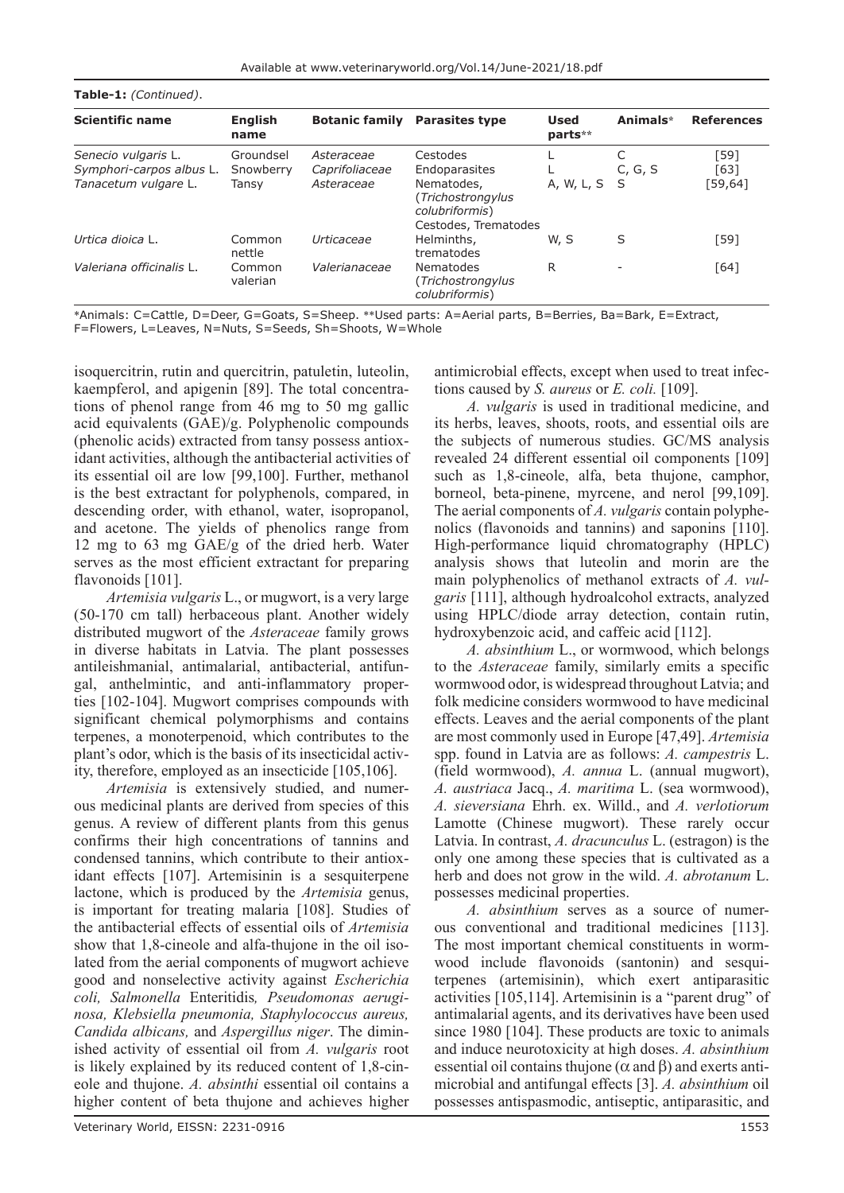**Table-1:** *(Continued)*.

| Scientific name | English name | Botanic family | Parasites type | Used parts** | Animals* | References |
|---|---|---|---|---|---|---|
| *Senecio vulgaris* L. | Groundsel | *Asteraceae* | Cestodes | L | C | [59] |
| *Symphori-carpos albus* L. | Snowberry | *Caprifoliaceae* | Endoparasites | L | C, G, S | [63] |
| *Tanacetum vulgare* L. | Tansy | *Asteraceae* | Nematodes, (*Trichostrongylus colubriformis*) Cestodes, Trematodes | A, W, L, S | S | [59,64] |
| *Urtica dioica* L. | Common nettle | *Urticaceae* | Helminths, trematodes | W, S | S | [59] |
| *Valeriana officinalis* L. | Common valerian | *Valerianaceae* | Nematodes (*Trichostrongylus colubriformis*) | R | - | [64] |

*Animals: C=Cattle, D=Deer, G=Goats, S=Sheep. **Used parts: A=Aerial parts, B=Berries, Ba=Bark, E=Extract, F=Flowers, L=Leaves, N=Nuts, S=Seeds, Sh=Shoots, W=Whole

isoquercitrin, rutin and quercitrin, patuletin, luteolin, kaempferol, and apigenin [89]. The total concentrations of phenol range from 46 mg to 50 mg gallic acid equivalents (GAE)/g. Polyphenolic compounds (phenolic acids) extracted from tansy possess antioxidant activities, although the antibacterial activities of its essential oil are low [99,100]. Further, methanol is the best extractant for polyphenols, compared, in descending order, with ethanol, water, isopropanol, and acetone. The yields of phenolics range from 12 mg to 63 mg GAE/g of the dried herb. Water serves as the most efficient extractant for preparing flavonoids [101].

*Artemisia vulgaris* L., or mugwort, is a very large (50-170 cm tall) herbaceous plant. Another widely distributed mugwort of the *Asteraceae* family grows in diverse habitats in Latvia. The plant possesses antileishmanial, antimalarial, antibacterial, antifungal, anthelmintic, and anti-inflammatory properties [102-104]. Mugwort comprises compounds with significant chemical polymorphisms and contains terpenes, a monoterpenoid, which contributes to the plant's odor, which is the basis of its insecticidal activity, therefore, employed as an insecticide [105,106].

*Artemisia* is extensively studied, and numerous medicinal plants are derived from species of this genus. A review of different plants from this genus confirms their high concentrations of tannins and condensed tannins, which contribute to their antioxidant effects [107]. Artemisinin is a sesquiterpene lactone, which is produced by the *Artemisia* genus, is important for treating malaria [108]. Studies of the antibacterial effects of essential oils of *Artemisia* show that 1,8-cineole and alfa-thujone in the oil isolated from the aerial components of mugwort achieve good and nonselective activity against *Escherichia coli, Salmonella* Enteritidis*, Pseudomonas aeruginosa, Klebsiella pneumonia, Staphylococcus aureus, Candida albicans,* and *Aspergillus niger*. The diminished activity of essential oil from *A. vulgaris* root is likely explained by its reduced content of 1,8-cineole and thujone. *A. absinthi* essential oil contains a higher content of beta thujone and achieves higher antimicrobial effects, except when used to treat infections caused by *S. aureus* or *E. coli.* [109].

*A. vulgaris* is used in traditional medicine, and its herbs, leaves, shoots, roots, and essential oils are the subjects of numerous studies. GC/MS analysis revealed 24 different essential oil components [109] such as 1,8-cineole, alfa, beta thujone, camphor, borneol, beta-pinene, myrcene, and nerol [99,109]. The aerial components of *A. vulgaris* contain polyphenolics (flavonoids and tannins) and saponins [110]. High-performance liquid chromatography (HPLC) analysis shows that luteolin and morin are the main polyphenolics of methanol extracts of *A. vulgaris* [111], although hydroalcohol extracts, analyzed using HPLC/diode array detection, contain rutin, hydroxybenzoic acid, and caffeic acid [112].

*A. absinthium* L., or wormwood, which belongs to the *Asteraceae* family, similarly emits a specific wormwood odor, is widespread throughout Latvia; and folk medicine considers wormwood to have medicinal effects. Leaves and the aerial components of the plant are most commonly used in Europe [47,49]. *Artemisia* spp. found in Latvia are as follows: *A. campestris* L. (field wormwood), *A. annua* L. (annual mugwort), *A. austriaca* Jacq., *A. maritima* L. (sea wormwood), *A. sieversiana* Ehrh. ex. Willd., and *A. verlotiorum* Lamotte (Chinese mugwort). These rarely occur Latvia. In contrast, *A. dracunculus* L. (estragon) is the only one among these species that is cultivated as a herb and does not grow in the wild. *A. abrotanum* L. possesses medicinal properties.

*A. absinthium* serves as a source of numerous conventional and traditional medicines [113]. The most important chemical constituents in wormwood include flavonoids (santonin) and sesquiterpenes (artemisinin), which exert antiparasitic activities [105,114]. Artemisinin is a "parent drug" of antimalarial agents, and its derivatives have been used since 1980 [104]. These products are toxic to animals and induce neurotoxicity at high doses. *A. absinthium* essential oil contains thujone ($\alpha$ and $\beta$) and exerts antimicrobial and antifungal effects [3]. *A. absinthium* oil possesses antispasmodic, antiseptic, antiparasitic, and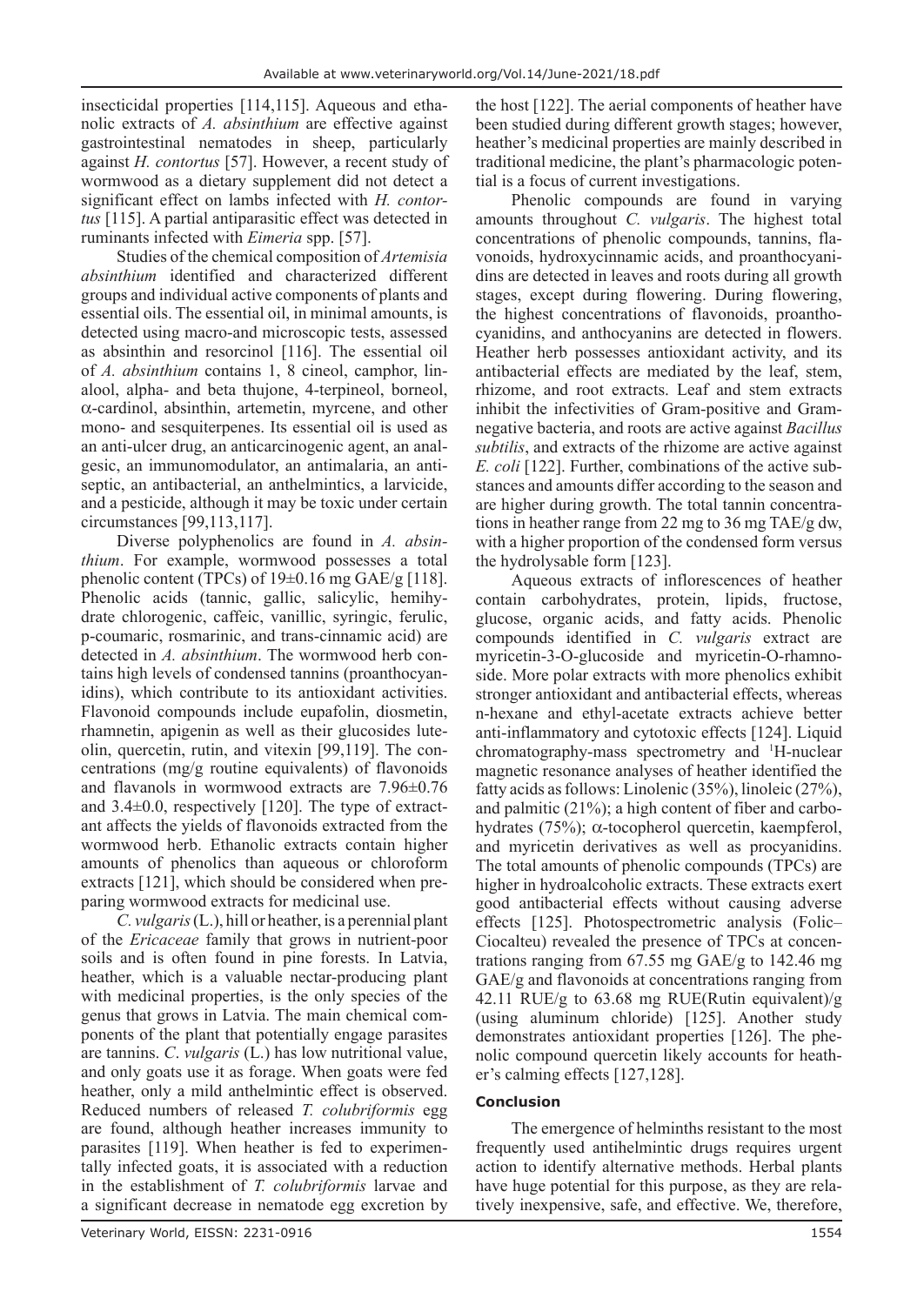insecticidal properties [114,115]. Aqueous and ethanolic extracts of *A. absinthium* are effective against gastrointestinal nematodes in sheep, particularly against *H. contortus* [57]. However, a recent study of wormwood as a dietary supplement did not detect a significant effect on lambs infected with *H. contortus* [115]. A partial antiparasitic effect was detected in ruminants infected with *Eimeria* spp. [57].

Studies of the chemical composition of *Artemisia absinthium* identified and characterized different groups and individual active components of plants and essential oils. The essential oil, in minimal amounts, is detected using macro-and microscopic tests, assessed as absinthin and resorcinol [116]. The essential oil of *A. absinthium* contains 1, 8 cineol, camphor, linalool, alpha- and beta thujone, 4-terpineol, borneol, α-cardinol, absinthin, artemetin, myrcene, and other mono- and sesquiterpenes. Its essential oil is used as an anti-ulcer drug, an anticarcinogenic agent, an analgesic, an immunomodulator, an antimalaria, an antiseptic, an antibacterial, an anthelmintics, a larvicide, and a pesticide, although it may be toxic under certain circumstances [99,113,117].

Diverse polyphenolics are found in *A. absinthium*. For example, wormwood possesses a total phenolic content (TPCs) of 19±0.16 mg GAE/g [118]. Phenolic acids (tannic, gallic, salicylic, hemihydrate chlorogenic, caffeic, vanillic, syringic, ferulic, p-coumaric, rosmarinic, and trans-cinnamic acid) are detected in *A. absinthium*. The wormwood herb contains high levels of condensed tannins (proanthocyanidins), which contribute to its antioxidant activities. Flavonoid compounds include eupafolin, diosmetin, rhamnetin, apigenin as well as their glucosides luteolin, quercetin, rutin, and vitexin [99,119]. The concentrations (mg/g routine equivalents) of flavonoids and flavanols in wormwood extracts are 7.96±0.76 and 3.4±0.0, respectively [120]. The type of extractant affects the yields of flavonoids extracted from the wormwood herb. Ethanolic extracts contain higher amounts of phenolics than aqueous or chloroform extracts [121], which should be considered when preparing wormwood extracts for medicinal use.

*C. vulgaris* (L.), hill or heather, is a perennial plant of the *Ericaceae* family that grows in nutrient-poor soils and is often found in pine forests. In Latvia, heather, which is a valuable nectar-producing plant with medicinal properties, is the only species of the genus that grows in Latvia. The main chemical components of the plant that potentially engage parasites are tannins. *C*. *vulgaris* (L.) has low nutritional value, and only goats use it as forage. When goats were fed heather, only a mild anthelmintic effect is observed. Reduced numbers of released *T. colubriformis* egg are found, although heather increases immunity to parasites [119]. When heather is fed to experimentally infected goats, it is associated with a reduction in the establishment of *T. colubriformis* larvae and a significant decrease in nematode egg excretion by the host [122]. The aerial components of heather have been studied during different growth stages; however, heather's medicinal properties are mainly described in traditional medicine, the plant's pharmacologic potential is a focus of current investigations.

Phenolic compounds are found in varying amounts throughout *C. vulgaris*. The highest total concentrations of phenolic compounds, tannins, flavonoids, hydroxycinnamic acids, and proanthocyanidins are detected in leaves and roots during all growth stages, except during flowering. During flowering, the highest concentrations of flavonoids, proanthocyanidins, and anthocyanins are detected in flowers. Heather herb possesses antioxidant activity, and its antibacterial effects are mediated by the leaf, stem, rhizome, and root extracts. Leaf and stem extracts inhibit the infectivities of Gram-positive and Gram-negative bacteria, and roots are active against *Bacillus subtilis*, and extracts of the rhizome are active against *E. coli* [122]. Further, combinations of the active substances and amounts differ according to the season and are higher during growth. The total tannin concentrations in heather range from 22 mg to 36 mg TAE/g dw, with a higher proportion of the condensed form versus the hydrolysable form [123].

Aqueous extracts of inflorescences of heather contain carbohydrates, protein, lipids, fructose, glucose, organic acids, and fatty acids. Phenolic compounds identified in *C. vulgaris* extract are myricetin-3-O-glucoside and myricetin-O-rhamnoside. More polar extracts with more phenolics exhibit stronger antioxidant and antibacterial effects, whereas n-hexane and ethyl-acetate extracts achieve better anti-inflammatory and cytotoxic effects [124]. Liquid chromatography-mass spectrometry and $^{1}$H-nuclear magnetic resonance analyses of heather identified the fatty acids as follows: Linolenic (35%), linoleic (27%), and palmitic (21%); a high content of fiber and carbohydrates (75%); α-tocopherol quercetin, kaempferol, and myricetin derivatives as well as procyanidins. The total amounts of phenolic compounds (TPCs) are higher in hydroalcoholic extracts. These extracts exert good antibacterial effects without causing adverse effects [125]. Photospectrometric analysis (Folic–Ciocalteu) revealed the presence of TPCs at concentrations ranging from 67.55 mg GAE/g to 142.46 mg GAE/g and flavonoids at concentrations ranging from 42.11 RUE/g to 63.68 mg RUE(Rutin equivalent)/g (using aluminum chloride) [125]. Another study demonstrates antioxidant properties [126]. The phenolic compound quercetin likely accounts for heather's calming effects [127,128].

## Conclusion

The emergence of helminths resistant to the most frequently used antihelmintic drugs requires urgent action to identify alternative methods. Herbal plants have huge potential for this purpose, as they are relatively inexpensive, safe, and effective. We, therefore,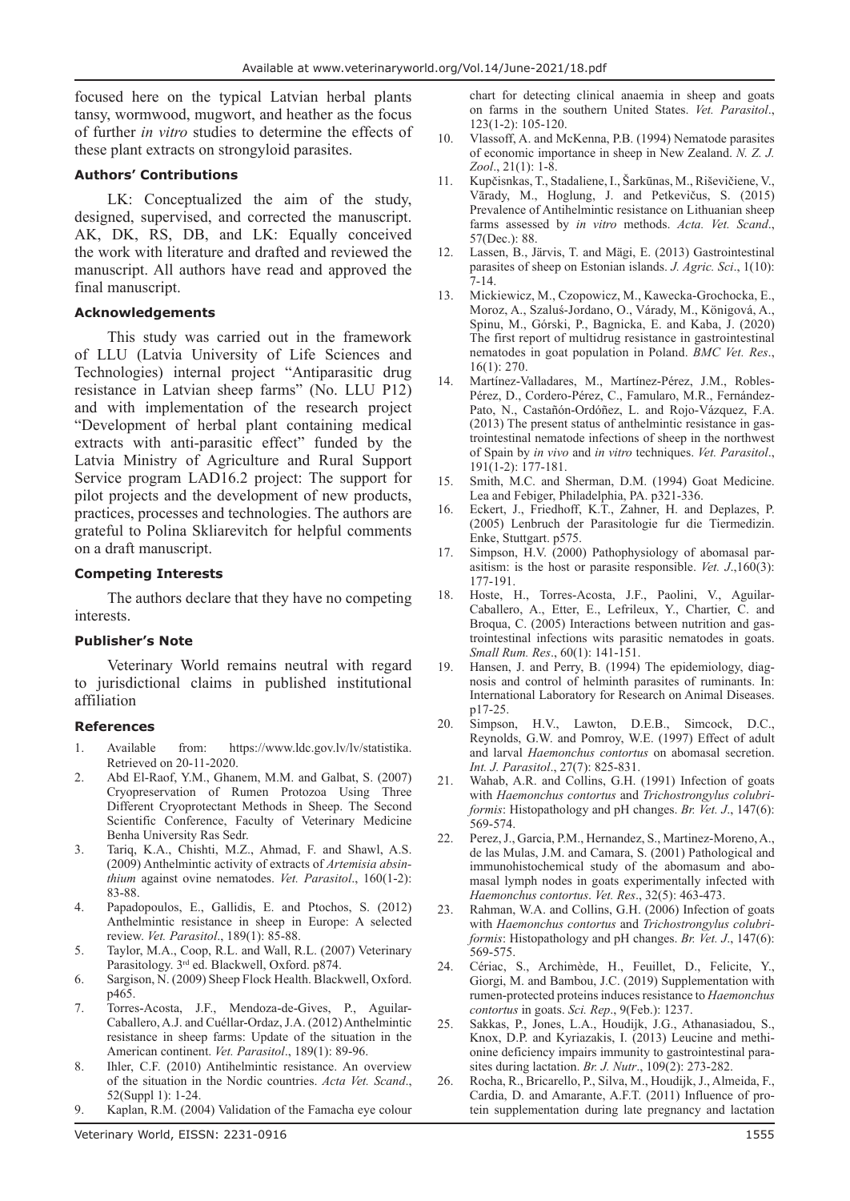focused here on the typical Latvian herbal plants tansy, wormwood, mugwort, and heather as the focus of further *in vitro* studies to determine the effects of these plant extracts on strongyloid parasites.

### Authors' Contributions

LK: Conceptualized the aim of the study, designed, supervised, and corrected the manuscript. AK, DK, RS, DB, and LK: Equally conceived the work with literature and drafted and reviewed the manuscript. All authors have read and approved the final manuscript.

### Acknowledgements

This study was carried out in the framework of LLU (Latvia University of Life Sciences and Technologies) internal project "Antiparasitic drug resistance in Latvian sheep farms" (No. LLU P12) and with implementation of the research project "Development of herbal plant containing medical extracts with anti-parasitic effect" funded by the Latvia Ministry of Agriculture and Rural Support Service program LAD16.2 project: The support for pilot projects and the development of new products, practices, processes and technologies. The authors are grateful to Polina Skliarevitch for helpful comments on a draft manuscript.

### Competing Interests

The authors declare that they have no competing interests.

### Publisher's Note

Veterinary World remains neutral with regard to jurisdictional claims in published institutional affiliation

### References

1. Available from: https://www.ldc.gov.lv/lv/statistika. Retrieved on 20-11-2020.
2. Abd El-Raof, Y.M., Ghanem, M.M. and Galbat, S. (2007) Cryopreservation of Rumen Protozoa Using Three Different Cryoprotectant Methods in Sheep. The Second Scientific Conference, Faculty of Veterinary Medicine Benha University Ras Sedr.
3. Tariq, K.A., Chishti, M.Z., Ahmad, F. and Shawl, A.S. (2009) Anthelmintic activity of extracts of *Artemisia absinthium* against ovine nematodes. *Vet. Parasitol*., 160(1-2): 83-88.
4. Papadopoulos, E., Gallidis, E. and Ptochos, S. (2012) Anthelmintic resistance in sheep in Europe: A selected review. *Vet. Parasitol*., 189(1): 85-88.
5. Taylor, M.A., Coop, R.L. and Wall, R.L. (2007) Veterinary Parasitology. 3rd ed. Blackwell, Oxford. p874.
6. Sargison, N. (2009) Sheep Flock Health. Blackwell, Oxford. p465.
7. Torres-Acosta, J.F., Mendoza-de-Gives, P., Aguilar-Caballero, A.J. and Cuéllar-Ordaz, J.A. (2012) Anthelmintic resistance in sheep farms: Update of the situation in the American continent. *Vet. Parasitol*., 189(1): 89-96.
8. Ihler, C.F. (2010) Antihelmintic resistance. An overview of the situation in the Nordic countries. *Acta Vet. Scand*., 52(Suppl 1): 1-24.
9. Kaplan, R.M. (2004) Validation of the Famacha eye colour chart for detecting clinical anaemia in sheep and goats on farms in the southern United States. *Vet. Parasitol*., 123(1-2): 105-120.
10. Vlassoff, A. and McKenna, P.B. (1994) Nematode parasites of economic importance in sheep in New Zealand. *N. Z. J. Zool*., 21(1): 1-8.
11. Kupčisnkas, T., Stadaliene, I., Šarkūnas, M., Riševičiene, V., Vārady, M., Hoglung, J. and Petkevičus, S. (2015) Prevalence of Antihelmintic resistance on Lithuanian sheep farms assessed by *in vitro* methods. *Acta. Vet. Scand*., 57(Dec.): 88.
12. Lassen, B., Järvis, T. and Mägi, E. (2013) Gastrointestinal parasites of sheep on Estonian islands. *J. Agric. Sci*., 1(10): 7-14.
13. Mickiewicz, M., Czopowicz, M., Kawecka-Grochocka, E., Moroz, A., Szaluś-Jordano, O., Várady, M., Königová, A., Spinu, M., Górski, P., Bagnicka, E. and Kaba, J. (2020) The first report of multidrug resistance in gastrointestinal nematodes in goat population in Poland. *BMC Vet. Res*., 16(1): 270.
14. Martínez-Valladares, M., Martínez-Pérez, J.M., Robles-Pérez, D., Cordero-Pérez, C., Famularo, M.R., Fernández-Pato, N., Castañón-Ordóñez, L. and Rojo-Vázquez, F.A. (2013) The present status of anthelmintic resistance in gastrointestinal nematode infections of sheep in the northwest of Spain by *in vivo* and *in vitro* techniques. *Vet. Parasitol*., 191(1-2): 177-181.
15. Smith, M.C. and Sherman, D.M. (1994) Goat Medicine. Lea and Febiger, Philadelphia, PA. p321-336.
16. Eckert, J., Friedhoff, K.T., Zahner, H. and Deplazes, P. (2005) Lenbruch der Parasitologie fur die Tiermedizin. Enke, Stuttgart. p575.
17. Simpson, H.V. (2000) Pathophysiology of abomasal parasitism: is the host or parasite responsible. *Vet. J*.,160(3): 177-191.
18. Hoste, H., Torres-Acosta, J.F., Paolini, V., Aguilar-Caballero, A., Etter, E., Lefrileux, Y., Chartier, C. and Broqua, C. (2005) Interactions between nutrition and gastrointestinal infections wits parasitic nematodes in goats. *Small Rum. Res*., 60(1): 141-151.
19. Hansen, J. and Perry, B. (1994) The epidemiology, diagnosis and control of helminth parasites of ruminants. In: International Laboratory for Research on Animal Diseases. p17-25.
20. Simpson, H.V., Lawton, D.E.B., Simcock, D.C., Reynolds, G.W. and Pomroy, W.E. (1997) Effect of adult and larval *Haemonchus contortus* on abomasal secretion. *Int. J. Parasitol*., 27(7): 825-831.
21. Wahab, A.R. and Collins, G.H. (1991) Infection of goats with *Haemonchus contortus* and *Trichostrongylus colubriformis*: Histopathology and pH changes. *Br. Vet. J*., 147(6): 569-574.
22. Perez, J., Garcia, P.M., Hernandez, S., Martinez-Moreno, A., de las Mulas, J.M. and Camara, S. (2001) Pathological and immunohistochemical study of the abomasum and abomasal lymph nodes in goats experimentally infected with *Haemonchus contortus*. *Vet. Res*., 32(5): 463-473.
23. Rahman, W.A. and Collins, G.H. (2006) Infection of goats with *Haemonchus contortus* and *Trichostrongylus colubriformis*: Histopathology and pH changes. *Br. Vet. J*., 147(6): 569-575.
24. Cériac, S., Archimède, H., Feuillet, D., Felicite, Y., Giorgi, M. and Bambou, J.C. (2019) Supplementation with rumen-protected proteins induces resistance to *Haemonchus contortus* in goats. *Sci. Rep*., 9(Feb.): 1237.
25. Sakkas, P., Jones, L.A., Houdijk, J.G., Athanasiadou, S., Knox, D.P. and Kyriazakis, I. (2013) Leucine and methionine deficiency impairs immunity to gastrointestinal parasites during lactation. *Br. J. Nutr*., 109(2): 273-282.
26. Rocha, R., Bricarello, P., Silva, M., Houdijk, J., Almeida, F., Cardia, D. and Amarante, A.F.T. (2011) Influence of protein supplementation during late pregnancy and lactation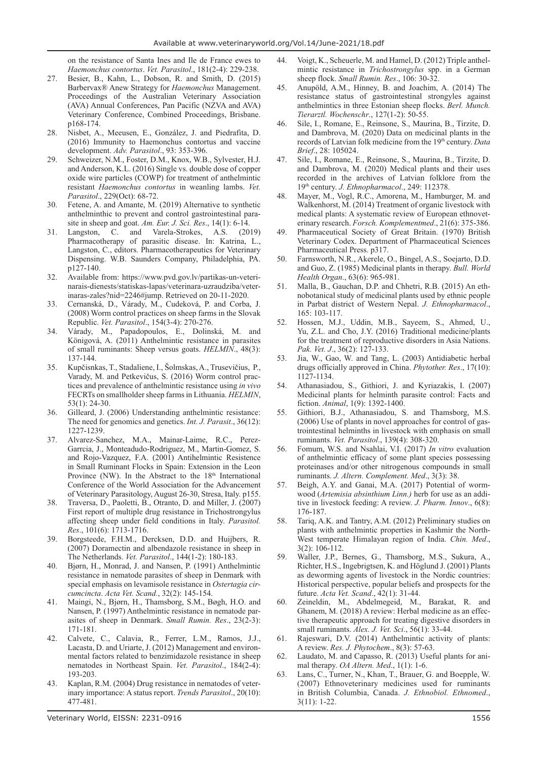on the resistance of Santa Ines and Ile de France ewes to *Haemonchus contortus*. *Vet. Parasitol*., 181(2-4): 229-238.

27. Besier, B., Kahn, L., Dobson, R. and Smith, D. (2015) Barbervax® Anew Strategy for *Haemonchus* Management. Proceedings of the Australian Veterinary Association (AVA) Annual Conferences, Pan Pacific (NZVA and AVA) Veterinary Conference, Combined Proceedings, Brisbane. p168-174.
28. Nisbet, A., Meeusen, E., González, J. and Piedrafita, D. (2016) Immunity to Haemonchus contortus and vaccine development. *Adv. Parasitol*., 93: 353-396.
29. Schweizer, N.M., Foster, D.M., Knox, W.B., Sylvester, H.J. and Anderson, K.L. (2016) Single vs. double dose of copper oxide wire particles (COWP) for treatment of anthelmintic resistant *Haemonchus contortus* in weanling lambs. *Vet. Parasitol*., 229(Oct): 68-72.
30. Fetene, A. and Amante, M. (2019) Alternative to synthetic anthelminthic to prevent and control gastrointestinal parasite in sheep and goat. *Am. Eur. J. Sci. Res*., 14(1): 6-14.
31. Langston, C. and Varela-Strokes, A.S. (2019) Pharmacotherapy of parasitic disease. In: Katrina, L., Langston, C., editors. Pharmacotherapeutics for Veterinary Dispensing. W.B. Saunders Company, Philadelphia, PA. p127-140.
32. Available from: https://www.pvd.gov.lv/partikas-un-veterinarais-dienests/statiskas-lapas/veterinara-uzraudziba/veterinaras-zales?nid=2246#jump. Retrieved on 20-11-2020.
33. Cernanská, D., Várady, M., Cudeková, P. and Corba, J. (2008) Worm control practices on sheep farms in the Slovak Republic. *Vet. Parasitol*., 154(3-4): 270-276.
34. Várady, M., Papadopoulos, E., Dolinská, M. and Königová, A. (2011) Anthelmintic resistance in parasites of small ruminants: Sheep versus goats. *HELMIN*., 48(3): 137-144.
35. Kupčisnkas, T., Stadaliene, I., Šolmskas, A., Trusevičius, P., Varady, M. and Petkevičus, S. (2016) Worm control practices and prevalence of anthelmintic resistance using *in vivo* FECRTs on smallholder sheep farms in Lithuania. *HELMIN*, 53(1): 24-30.
36. Gilleard, J. (2006) Understanding anthelmintic resistance: The need for genomics and genetics. *Int. J. Parasit*., 36(12): 1227-1239.
37. Alvarez-Sanchez, M.A., Mainar-Laime, R.C., Perez-Garrcia, J., Monteadudo-Rodriguez, M., Martin-Gomez, S. and Rojo-Vazquez, F.A. (2001) Antihelmintic Resistence in Small Ruminant Flocks in Spain: Extension in the Leon Province (NW). In the Abstract to the 18th International Conference of the World Association for the Advancement of Veterinary Parasitology, August 26-30, Stresa, Italy. p155.
38. Traversa, D., Paoletti, B., Otranto, D. and Miller, J. (2007) First report of multiple drug resistance in Trichostrongylus affecting sheep under field conditions in Italy. *Parasitol. Res*., 101(6): 1713-1716.
39. Borgsteede, F.H.M., Dercksen, D.D. and Huijbers, R. (2007) Doramectin and albendazole resistance in sheep in The Netherlands. *Vet. Parasitol*., 144(1-2): 180-183.
40. Bjørn, H., Monrad, J. and Nansen, P. (1991) Anthelmintic resistance in nematode parasites of sheep in Denmark with special emphasis on levamisole resistance in *Ostertagia circumcincta*. *Acta Vet. Scand.*, 32(2): 145-154.
41. Maingi, N., Bjørn, H., Thamsborg, S.M., Bøgh, H.O. and Nansen, P. (1997) Anthelmintic resistance in nematode parasites of sheep in Denmark. *Small Rumin. Res*., 23(2-3): 171-181.
42. Calvete, C., Calavia, R., Ferrer, L.M., Ramos, J.J., Lacasta, D. and Uriarte, J. (2012) Management and environmental factors related to benzimidazole resistance in sheep nematodes in Northeast Spain. *Vet. Parasitol*., 184(2-4): 193-203.
43. Kaplan, R.M. (2004) Drug resistance in nematodes of veterinary importance: A status report. *Trends Parasitol*., 20(10): 477-481.
44. Voigt, K., Scheuerle, M. and Hamel, D. (2012) Triple anthelmintic resistance in *Trichostrongylus* spp. in a German sheep flock. *Small Rumin. Res*., 106: 30-32.
45. Anupöld, A.M., Hinney, B. and Joachim, A. (2014) The resistance status of gastrointestinal strongyles against anthelmintics in three Estonian sheep flocks. *Berl. Munch. Tierarztl. Wochenschr*., 127(1-2): 50-55.
46. Sile, I., Romane, E., Reinsone, S., Maurina, B., Tirzite, D. and Dambrova, M. (2020) Data on medicinal plants in the records of Latvian folk medicine from the 19th century. *Data Brief*., 28: 105024.
47. Sile, I., Romane, E., Reinsone, S., Maurina, B., Tirzite, D. and Dambrova, M. (2020) Medical plants and their uses recorded in the archives of Latvian folklore from the 19th century. *J. Ethnopharmacol*., 249: 112378.
48. Mayer, M., Vogl, R.C., Amorena, M., Hamburger, M. and Walkenhorst, M. (2014) Treatment of organic livestock with medical plants: A systematic review of European ethnoveterinary research. *Forsch. Komplementmed*., 21(6): 375-386.
49. Pharmaceutical Society of Great Britain. (1970) British Veterinary Codex. Department of Pharmaceutical Sciences Pharmaceutical Press. p317.
50. Farnsworth, N.R., Akerele, O., Bingel, A.S., Soejarto, D.D. and Guo, Z. (1985) Medicinal plants in therapy. *Bull. World Health Organ*., 63(6): 965-981.
51. Malla, B., Gauchan, D.P. and Chhetri, R.B. (2015) An ethnobotanical study of medicinal plants used by ethnic people in Parbat district of Western Nepal. *J. Ethnopharmacol*., 165: 103-117.
52. Hossen, M.J., Uddin, M.B., Sayeem, S., Ahmed, U., Yu, Z.L. and Cho, J.Y. (2016) Traditional medicine/plants for the treatment of reproductive disorders in Asia Nations. *Pak. Vet. J*., 36(2): 127-133.
53. Jia, W., Gao, W. and Tang, L. (2003) Antidiabetic herbal drugs officially approved in China. *Phytother. Res*., 17(10): 1127-1134.
54. Athanasiadou, S., Githiori, J. and Kyriazakis, I. (2007) Medicinal plants for helminth parasite control: Facts and fiction. *Animal*, 1(9): 1392-1400.
55. Githiori, B.J., Athanasiadou, S. and Thamsborg, M.S. (2006) Use of plants in novel approaches for control of gastrointestinal helminths in livestock with emphasis on small ruminants. *Vet. Parasitol*., 139(4): 308-320.
56. Fomum, W.S. and Nsahlai, V.I. (2017) *In vitro* evaluation of anthelmintic efficacy of some plant species possessing proteinases and/or other nitrogenous compounds in small ruminants. *J. Altern. Complement. Med*., 3(3): 38.
57. Beigh, A.Y. and Ganai, M.A. (2017) Potential of wormwood (*Artemisia absinthium Linn.)* herb for use as an additive in livestock feeding: A review. *J. Pharm. Innov*., 6(8): 176-187.
58. Tariq, A.K. and Tantry, A.M. (2012) Preliminary studies on plants with anthelmintic properties in Kashmir the North-West temperate Himalayan region of India. *Chin. Med*., 3(2): 106-112.
59. Waller, J.P., Bernes, G., Thamsborg, M.S., Sukura, A., Richter, H.S., Ingebrigtsen, K. and Höglund J. (2001) Plants as deworming agents of livestock in the Nordic countries: Historical perspective, popular beliefs and prospects for the future. *Acta Vet. Scand*., 42(1): 31-44.
60. Zeineldin, M., Abdelmegeid, M., Barakat, R. and Ghanem, M. (2018) A review: Herbal medicine as an effective therapeutic approach for treating digestive disorders in small ruminants. *Alex. J. Vet. Sci*., 56(1): 33-44.
61. Rajeswari, D.V. (2014) Anthelmintic activity of plants: A review. *Res. J. Phytochem*., 8(3): 57-63.
62. Laudato, M. and Capasso, R. (2013) Useful plants for animal therapy. *OA Altern. Med*., 1(1): 1-6.
63. Lans, C., Turner, N., Khan, T., Brauer, G. and Boepple, W. (2007) Ethnoveterinary medicines used for ruminants in British Columbia, Canada. *J. Ethnobiol. Ethnomed*., 3(11): 1-22.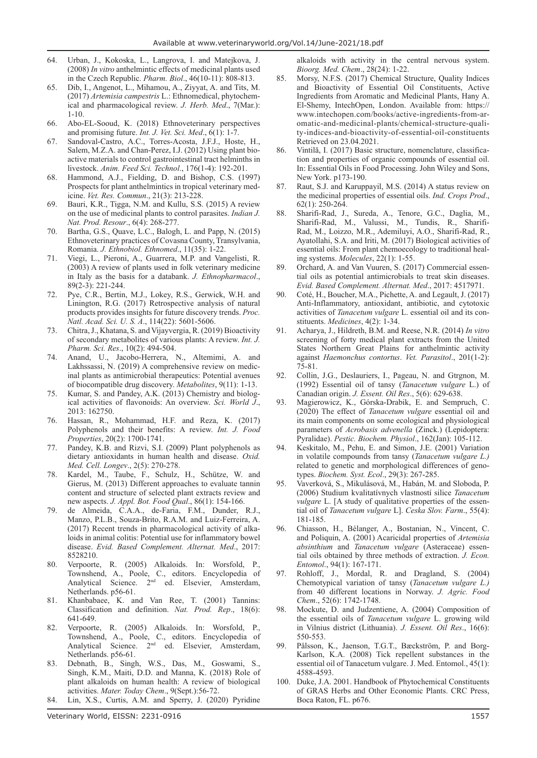64. Urban, J., Kokoska, L., Langrova, I. and Matejkova, J. (2008) *In vitro* anthelmintic effects of medicinal plants used in the Czech Republic. *Pharm. Biol*., 46(10-11): 808-813.
65. Dib, I., Angenot, L., Mihamou, A., Ziyyat, A. and Tits, M. (2017) *Artemisia campestris* L.: Ethnomedical, phytochemical and pharmacological review. *J. Herb. Med*., 7(Mar.): 1-10.
66. Abo-EL-Sooud, K. (2018) Ethnoveterinary perspectives and promising future. *Int. J. Vet. Sci. Med*., 6(1): 1-7.
67. Sandoval-Castro, A.C., Torres-Acosta, J.F.J., Hoste, H., Salem, M.Z.A. and Chan-Perez, I.J. (2012) Using plant bioactive materials to control gastrointestinal tract helminths in livestock. *Anim. Feed Sci. Technol*., 176(1-4): 192-201.
68. Hammond, A.J., Fielding, D. and Bishop, C.S. (1997) Prospects for plant anthelmintics in tropical veterinary medicine. *Vet. Res. Commun*., 21(3): 213-228.
69. Bauri, K.R., Tigga, N.M. and Kullu, S.S. (2015) A review on the use of medicinal plants to control parasites. *Indian J. Nat. Prod. Resour*., 6(4): 268-277.
70. Bartha, G.S., Quave, L.C., Balogh, L. and Papp, N. (2015) Ethnoveterinary practices of Covasna County, Transylvania, Romania. *J. Ethnobiol. Ethnomed*., 11(35): 1-22.
71. Viegi, L., Pieroni, A., Guarrera, M.P. and Vangelisti, R. (2003) A review of plants used in folk veterinary medicine in Italy as the basis for a databank. *J. Ethnopharmacol*., 89(2-3): 221-244.
72. Pye, C.R., Bertin, M.J., Lokey, R.S., Gerwick, W.H. and Linington, R.G. (2017) Retrospective analysis of natural products provides insights for future discovery trends. *Proc. Natl. Acad. Sci. U. S. A*., 114(22): 5601-5606.
73. Chitra, J., Khatana, S. and Vijayvergia, R. (2019) Bioactivity of secondary metabolites of various plants: A review. *Int. J. Pharm. Sci. Res*., 10(2): 494-504.
74. Anand, U., Jacobo-Herrera, N., Altemimi, A. and Lakhssassi, N. (2019) A comprehensive review on medicinal plants as antimicrobial therapeutics: Potential avenues of biocompatible drug discovery. *Metabolites*, 9(11): 1-13.
75. Kumar, S. and Pandey, A.K. (2013) Chemistry and biological activities of flavonoids: An overview. *Sci. World J*., 2013: 162750.
76. Hassan, R., Mohammad, H.F. and Reza, K. (2017) Polyphenols and their benefits: A review. *Int. J. Food Properties*, 20(2): 1700-1741.
77. Pandey, K.B. and Rizvi, S.I. (2009) Plant polyphenols as dietary antioxidants in human health and disease. *Oxid. Med. Cell. Longev*., 2(5): 270-278.
78. Kardel, M., Taube, F., Schulz, H., Schütze, W. and Gierus, M. (2013) Different approaches to evaluate tannin content and structure of selected plant extracts review and new aspects. *J. Appl. Bot. Food Qual*., 86(1): 154-166.
79. de Almeida, C.A.A., de-Faria, F.M., Dunder, R.J., Manzo, P.L.B., Souza-Brito, R.A.M. and Luiz-Ferreira, A. (2017) Recent trends in pharmacological activity of alkaloids in animal colitis: Potential use for inflammatory bowel disease. *Evid. Based Complement. Alternat. Med*., 2017: 8528210.
80. Verpoorte, R. (2005) Alkaloids. In: Worsfold, P., Townshend, A., Poole, C., editors. Encyclopedia of Analytical Science. 2nd ed. Elsevier, Amsterdam, Netherlands. p56-61.
81. Khanbabaee, K. and Van Ree, T. (2001) Tannins: Classification and definition. *Nat. Prod. Rep*., 18(6): 641-649.
82. Verpoorte, R. (2005) Alkaloids. In: Worsfold, P., Townshend, A., Poole, C., editors. Encyclopedia of Analytical Science. 2nd ed. Elsevier, Amsterdam, Netherlands. p56-61.
83. Debnath, B., Singh, W.S., Das, M., Goswami, S., Singh, K.M., Maiti, D.D. and Manna, K. (2018) Role of plant alkaloids on human health: A review of biological activities. *Mater. Today Chem*., 9(Sept.):56-72.
84. Lin, X.S., Curtis, A.M. and Sperry, J. (2020) Pyridine alkaloids with activity in the central nervous system. *Bioorg. Med. Chem*., 28(24): 1-22.
85. Morsy, N.F.S. (2017) Chemical Structure, Quality Indices and Bioactivity of Essential Oil Constituents, Active Ingredients from Aromatic and Medicinal Plants, Hany A. El-Shemy, IntechOpen, London. Available from: https://www.intechopen.com/books/active-ingredients-from-aromatic-and-medicinal-plants/chemical-structure-quality-indices-and-bioactivity-of-essential-oil-constituents Retrieved on 23.04.2021.
86. Vintilă, I. (2017) Basic structure, nomenclature, classification and properties of organic compounds of essential oil. In: Essential Oils in Food Processing. John Wiley and Sons, New York. p173-190.
87. Raut, S.J. and Karuppayil, M.S. (2014) A status review on the medicinal properties of essential oils. *Ind. Crops Prod*., 62(1): 250-264.
88. Sharifi-Rad, J., Sureda, A., Tenore, G.C., Daglia, M., Sharifi-Rad, M., Valussi, M., Tundis, R., Sharifi-Rad, M., Loizzo, M.R., Ademiluyi, A.O., Sharifi-Rad, R., Ayatollahi, S.A. and Iriti, M. (2017) Biological activities of essential oils: From plant chemoecology to traditional healing systems. *Molecules*, 22(1): 1-55.
89. Orchard, A. and Van Vuuren, S. (2017) Commercial essential oils as potential antimicrobials to treat skin diseases. *Evid. Based Complement. Alternat. Med*., 2017: 4517971.
90. Coté, H., Boucher, M.A., Pichette, A. and Legault, J. (2017) Anti-Inflammatory, antioxidant, antibiotic, and cytotoxic activities of *Tanacetum vulgare* L. essential oil and its constituents. *Medicines*, 4(2): 1-34.
91. Acharya, J., Hildreth, B.M. and Reese, N.R. (2014) *In vitro* screening of forty medical plant extracts from the United States Northern Great Plains for anthelmintic activity against *Haemonchus contortus*. *Vet. Parasitol*., 201(1-2): 75-81.
92. Collin, J.G., Deslauriers, I., Pageau, N. and Gtrgnon, M. (1992) Essential oil of tansy (*Tanacetum vulgare* L.) of Canadian origin. *J. Essent. Oil Res*., 5(6): 629-638.
93. Magierowicz, K., Górska-Drabik, E. and Sempruch, C. (2020) The effect of *Tanacetum vulgare* essential oil and its main components on some ecological and physiological parameters of *Acrobasis advenella* (Zinck.) (Lepidoptera: Pyralidae). *Pestic. Biochem. Physiol*., 162(Jan): 105-112.
94. Keskitalo, M., Pehu, E. and Simon, J.E. (2001) Variation in volatile compounds from tansy (*Tanacetum vulgare L.)* related to genetic and morphological differences of genotypes. *Biochem. Syst. Ecol*., 29(3): 267-285.
95. Vaverková, S., Mikulásová, M., Habán, M. and Sloboda, P. (2006) Studium kvalitatívnych vlastností silice *Tanacetum vulgare* L. [A study of qualitative properties of the essential oil of *Tanacetum vulgare* L]. *Ceska Slov. Farm*., 55(4): 181-185.
96. Chiasson, H., Bélanger, A., Bostanian, N., Vincent, C. and Poliquin, A. (2001) Acaricidal properties of *Artemisia absinthium* and *Tanacetum vulgare* (Asteraceae) essential oils obtained by three methods of extraction. *J. Econ. Entomol*., 94(1): 167-171.
97. Rohloff, J., Mordal, R. and Dragland, S. (2004) Chemotypical variation of tansy (*Tanacetum vulgare L.)* from 40 different locations in Norway. *J. Agric. Food Chem*., 52(6): 1742-1748.
98. Mockute, D. and Judzentiene, A. (2004) Composition of the essential oils of *Tanacetum vulgare* L. growing wild in Vilnius district (Lithuania). *J. Essent. Oil Res*., 16(6): 550-553.
99. Pålsson, K., Jaenson, T.G.T., Bæckström, P. and Borg-Karlson, K.A. (2008) Tick repellent substances in the essential oil of Tanacetum vulgare. J. Med. Entomol., 45(1): 4588-4593.
100. Duke, J.A. 2001. Handbook of Phytochemical Constituents of GRAS Herbs and Other Economic Plants. CRC Press, Boca Raton, FL. p676.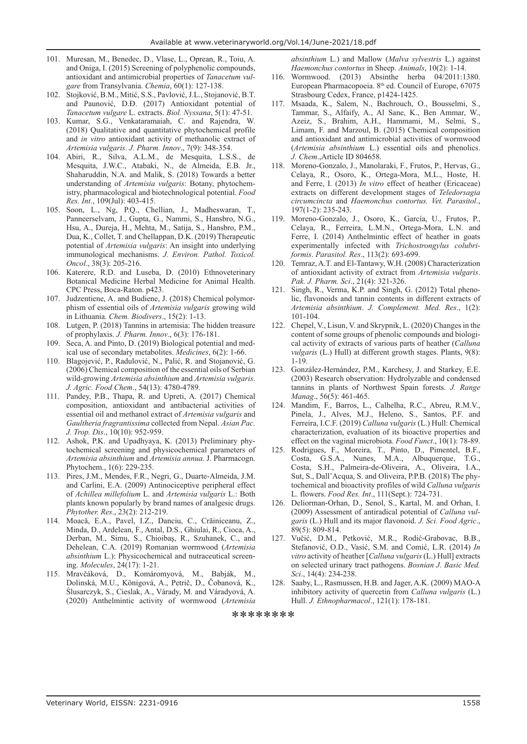101. Muresan, M., Benedec, D., Vlase, L., Oprean, R., Toiu, A. and Oniga, I. (2015) Screening of polyphenolic compounds, antioxidant and antimicrobial properties of *Tanacetum vulgare* from Transylvania. *Chemia*, 60(1): 127-138.
102. Stojković, B.M., Mitić, S.S., Pavlović, J.L., Stojanović, B.T. and Paunović, D.Đ. (2017) Antioxidant potential of *Tanacetum vulgare* L. extracts. *Biol. Nyssana*, 5(1): 47-51.
103. Kumar, S.G., Venkataramaiah, C. and Rajendra, W. (2018) Qualitative and quantitative phytochemical profile and *in vitro* antioxidant activity of methanolic extract of *Artemisia vulgaris*. *J. Pharm. Innov*., 7(9): 348-354.
104. Abiri, R., Silva, A.L.M., de Mesquita, L.S.S., de Mesquita, J.W.C., Atabaki, N., de Almeida, E.B. Jr., Shaharuddin, N.A. and Malik, S. (2018) Towards a better understanding of *Artemisia vulgaris*: Botany, phytochemistry, pharmacological and biotechnological potential. *Food Res. Int*., 109(Jul): 403-415.
105. Soon, L., Ng, P.Q., Chellian, J., Madheswaran, T., Panneerselvam, J., Gupta, G., Nammi, S., Hansbro, N.G., Hsu, A., Dureja, H., Mehta, M., Satija, S., Hansbro, P.M., Dua, K., Collet, T. and Chellappan, D.K. (2019) Therapeutic potential of *Artemisia vulgaris*: An insight into underlying immunological mechanisms. *J. Environ. Pathol. Toxicol. Oncol*., 38(3): 205-216.
106. Katerere, R.D. and Luseba, D. (2010) Ethnoveterinary Botanical Medicine Herbal Medicine for Animal Health. CPC Press, Boca-Raton. p423.
107. Judzentiene, A. and Budiene, J. (2018) Chemical polymorphism of essential oils of *Artemisia vulgaris* growing wild in Lithuania. *Chem. Biodivers*., 15(2): 1-13.
108. Lutgen, P. (2018) Tannins in artemisia: The hidden treasure of prophylaxis. *J. Pharm. Innov*., 6(3): 176-181.
109. Seca, A. and Pinto, D. (2019) Biological potential and medical use of secondary metabolites. *Medicines*, 6(2): 1-66.
110. Blagojević, P., Radulović, N., Palić, R. and Stojanović, G. (2006) Chemical composition of the essential oils of Serbian wild-growing *Artemisia absinthium* and *Artemisia vulgaris*. *J. Agric. Food Chem*., 54(13): 4780-4789.
111. Pandey, P.B., Thapa, R. and Upreti, A. (2017) Chemical composition, antioxidant and antibacterial activities of essential oil and methanol extract of *Artemisia vulgaris* and *Gaultheria fragrantissima* collected from Nepal. *Asian Pac. J. Trop. Dis*., 10(10): 952-959.
112. Ashok, P.K. and Upadhyaya, K. (2013) Preliminary phytochemical screening and physicochemical parameters of *Artemisia absinthium* and *Artemisia annua*. J. Pharmacogn. Phytochem., 1(6): 229-235.
113. Pires, J.M., Mendes, F.R., Negri, G., Duarte-Almeida, J.M. and Carlini, E.A. (2009) Antinociceptive peripheral effect of *Achillea millefolium* L. and *Artemisia vulgaris* L.: Both plants known popularly by brand names of analgesic drugs. *Phytother. Res*., 23(2): 212-219.
114. Moacă, E.A., Pavel, I.Z., Danciu, C., Crăiniceanu, Z., Minda, D., Ardelean, F., Antal, D.S., Ghiulai, R., Cioca, A., Derban, M., Simu, S., Chioibaş, R., Szuhanek, C., and Dehelean, C.A. (2019) Romanian wormwood (*Artemisia absinthium* L.): Physicochemical and nutraceutical screening. *Molecules*, 24(17): 1-21.
115. Mravčáková, D., Komáromyová, M., Babják, M., Dolinská, M.U., Königová, A., Petrič, D., Čobanová, K., Ślusarczyk, S., Cieslak, A., Várady, M. and Váradyová, A. (2020) Anthelmintic activity of wormwood (*Artemisia absinthium* L.) and Mallow (*Malva sylvestris* L.) against *Haemonchus contortus* in Sheep. *Animals*, 10(2): 1-14.
116. Wormwood. (2013) Absinthe herba 04/2011:1380. European Pharmacopoeia. 8th ed. Council of Europe, 67075 Strasbourg Cedex, France, p1424-1425.
117. Msaada, K., Salem, N., Bachrouch, O., Bousselmi, S., Tammar, S., Alfaify, A., Al Sane, K., Ben Ammar, W., Azeiz, S., Brahim, A.H., Hammami, M., Selmi, S., Limam, F. and Marzoul, B. (2015) Chemical composition and antioxidant and antimicrobial activities of wormwood (*Artemisia absinthium* L.) essential oils and phenolics. *J. Chem*.,Article ID 804658.
118. Moreno-Gonzalo, J., Manolaraki, F., Frutos, P., Hervas, G., Celaya, R., Osoro, K., Ortega-Mora, M.L., Hoste, H. and Ferre, I. (2013) *In vitro* effect of heather (Ericaceae) extracts on different development stages of *Teledorsagia circumcincta* and *Haemonchus contortus. Vet. Parasitol*., 197(1-2): 235-243.
119. Moreno-Gonzalo, J., Osoro, K., García, U., Frutos, P., Celaya, R., Ferreira, L.M.N., Ortega-Mora, L.N. and Ferre, I. (2014) Anthelmintic effect of heather in goats experimentally infected with *Trichostrongylus colubriformis*. *Parasitol. Res*., 113(2): 693-699.
120. Temraz, A.T. and El-Tantawy, W.H. (2008) Characterization of antioxidant activity of extract from *Artemisia vulgaris*. *Pak. J. Pharm. Sci*., 21(4): 321-326.
121. Singh, R., Verma, K.P. and Singh, G. (2012) Total phenolic, flavonoids and tannin contents in different extracts of *Artemisia absinthium*. *J. Complement. Med. Res*., 1(2): 101-104.
122. Chepel, V., Lisun, V. and Skrypnik, L. (2020) Changes in the content of some groups of phenolic compounds and biological activity of extracts of various parts of heather (*Calluna vulgaris* (L.) Hull) at different growth stages. Plants, 9(8): 1-19.
123. González-Hernández, P.M., Karchesy, J. and Starkey, E.E. (2003) Research observation: Hydrolyzable and condensed tannins in plants of Northwest Spain forests. *J. Range Manag*., 56(5): 461-465.
124. Mandim, F., Barros, L., Calhelha, R.C., Abreu, R.M.V., Pinela, J., Alves, M.J., Heleno, S., Santos, P.F. and Ferreira, I.C.F. (2019) *Calluna vulgaris* (L.) Hull: Chemical characterization, evaluation of its bioactive properties and effect on the vaginal microbiota. *Food Funct*., 10(1): 78-89.
125. Rodrigues, F., Moreira, T., Pinto, D., Pimentel, B.F., Costa, G.S.A., Nunes, M.A., Albuquerque, T.G., Costa, S.H., Palmeira-de-Oliveira, A., Oliveira, I.A., Sut, S., Dall'Acqua, S. and Oliveira, P.P.B. (2018) The phytochemical and bioactivity profiles of wild *Calluna vulgaris* L. flowers. *Food Res. Int*., 111(Sept.): 724-731.
126. Deliorman-Orhan, D., Senol, S., Kartal, M. and Orhan, I. (2009) Assessment of antiradical potential of *Calluna vulgaris* (L.) Hull and its major flavonoid. *J. Sci. Food Agric*., 89(5): 809-814.
127. Vučić, D.M., Petković, M.R., Rodić-Grabovac, B.B., Stefanović, O.D., Vasić, S.M. and Comić, L.R. (2014) *In vitro* activity of heather [*Calluna vulgaris* (L.) Hull] extracts on selected urinary tract pathogens. *Bosnian J. Basic Med. Sci*., 14(4): 234-238.
128. Saaby, L., Rasmussen, H.B. and Jager, A.K. (2009) MAO-A inhibitory activity of quercetin from *Calluna vulgaris* (L.) Hull. *J. Ethnopharmacol*., 121(1): 178-181.

********